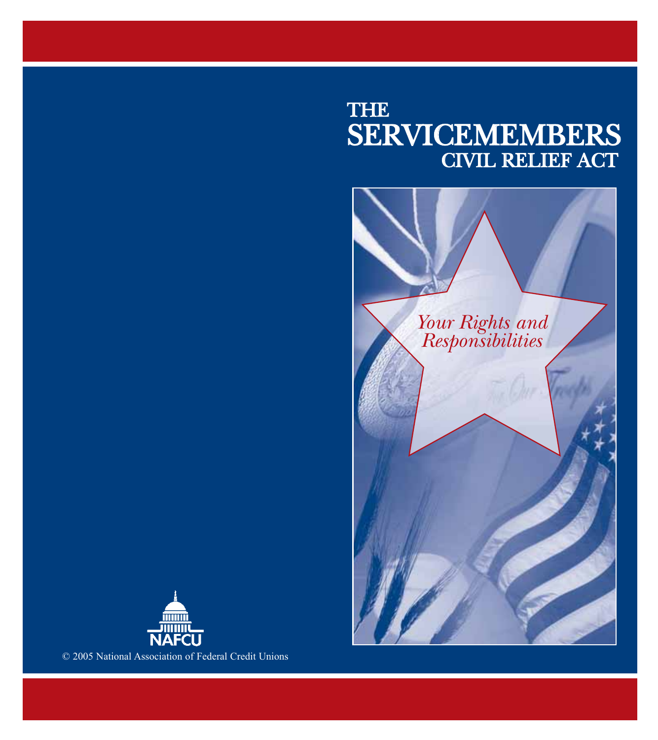# THE SERVICEMEMBERS CIVIL RELIEF ACT

*Your Rights and Responsibilities*

NAFCU

© 2005 National Association of Federal Credit Unions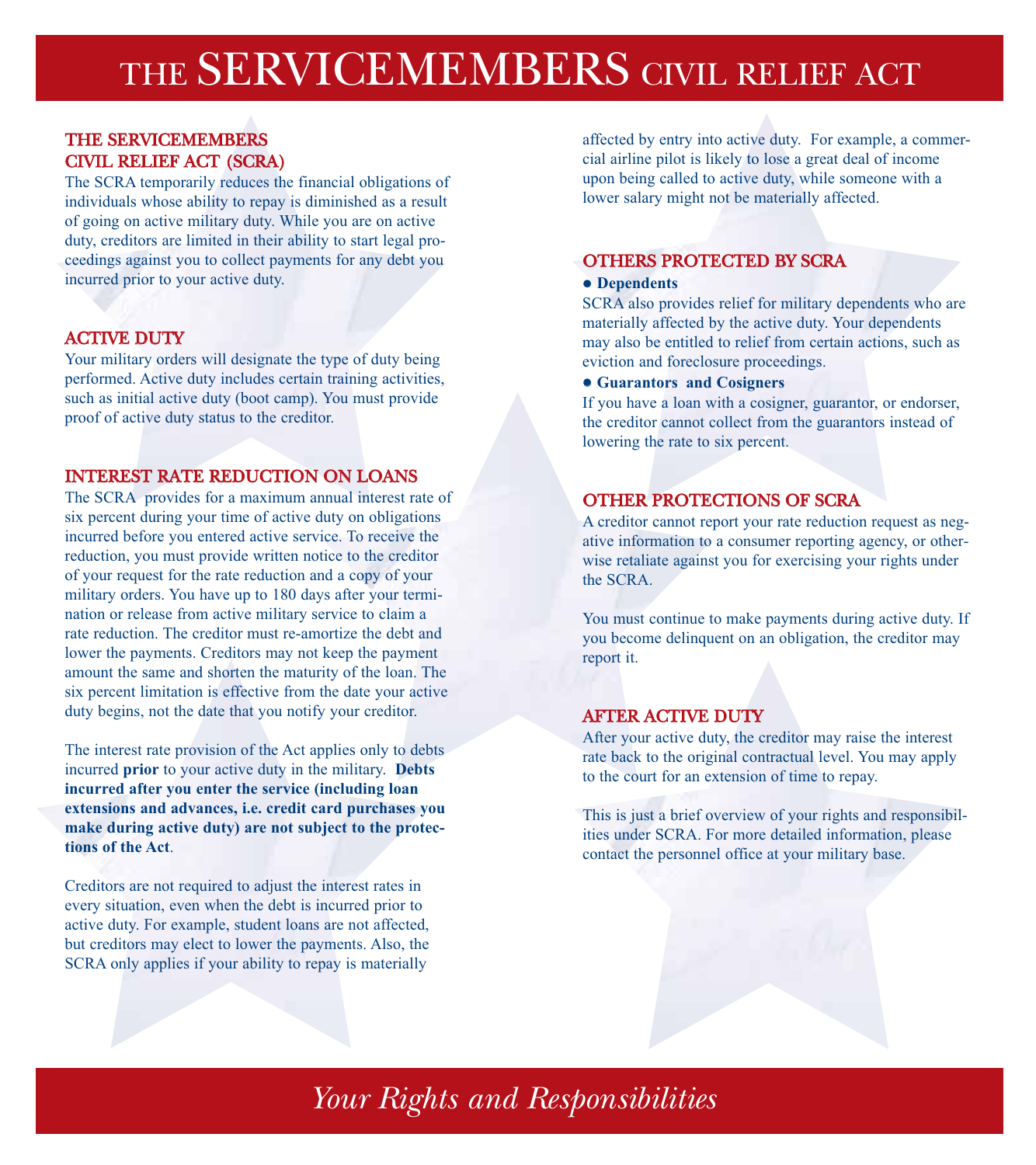# THE SERVICEMEMBERS CIVIL RELIEF ACT

## THE SERVICEMEMBERS CIVIL RELIEF ACT (SCRA)

The SCRA temporarily reduces the financial obligations of individuals whose ability to repay is diminished as a result of going on active military duty. While you are on active duty, creditors are limited in their ability to start legal proceedings against you to collect payments for any debt you incurred prior to your active duty.

## ACTIVE DUTY

Your military orders will designate the type of duty being performed. Active duty includes certain training activities, such as initial active duty (boot camp). You must provide proof of active duty status to the creditor.

## INTEREST RATE REDUCTION ON LOANS

The SCRA provides for a maximum annual interest rate of six percent during your time of active duty on obligations incurred before you entered active service. To receive the reduction, you must provide written notice to the creditor of your request for the rate reduction and a copy of your military orders. You have up to 180 days after your termination or release from active military service to claim a rate reduction. The creditor must re-amortize the debt and lower the payments. Creditors may not keep the payment amount the same and shorten the maturity of the loan. The six percent limitation is effective from the date your active duty begins, not the date that you notify your creditor.

The interest rate provision of the Act applies only to debts incurred **prior** to your active duty in the military. **Debts incurred after you enter the service (including loan extensions and advances, i.e. credit card purchases you make during active duty) are not subject to the protections of the Act**.

Creditors are not required to adjust the interest rates in every situation, even when the debt is incurred prior to active duty. For example, student loans are not affected, but creditors may elect to lower the payments. Also, the SCRA only applies if your ability to repay is materially affected by entry into active duty. For example, a commercial airline pilot is likely to lose a great deal of income upon being called to active duty, while someone with a lower salary might not be materially affected.

## OTHERS PROTECTED BY SCRA

- **Dependents**

SCRA also provides relief for military dependents who are materially affected by the active duty. Your dependents may also be entitled to relief from certain actions, such as eviction and foreclosure proceedings.

- **Guarantors and Cosigners**

If you have a loan with a cosigner, guarantor, or endorser, the creditor cannot collect from the guarantors instead of lowering the rate to six percent.

## OTHER PROTECTIONS OF SCRA

A creditor cannot report your rate reduction request as negative information to a consumer reporting agency, or otherwise retaliate against you for exercising your rights under the SCRA.

You must continue to make payments during active duty. If you become delinquent on an obligation, the creditor may report it.

## AFTER ACTIVE DUTY

After your active duty, the creditor may raise the interest rate back to the original contractual level. You may apply to the court for an extension of time to repay.

This is just a brief overview of your rights and responsibilities under SCRA. For more detailed information, please contact the personnel office at your military base.

*Your Rights and Responsibilities*